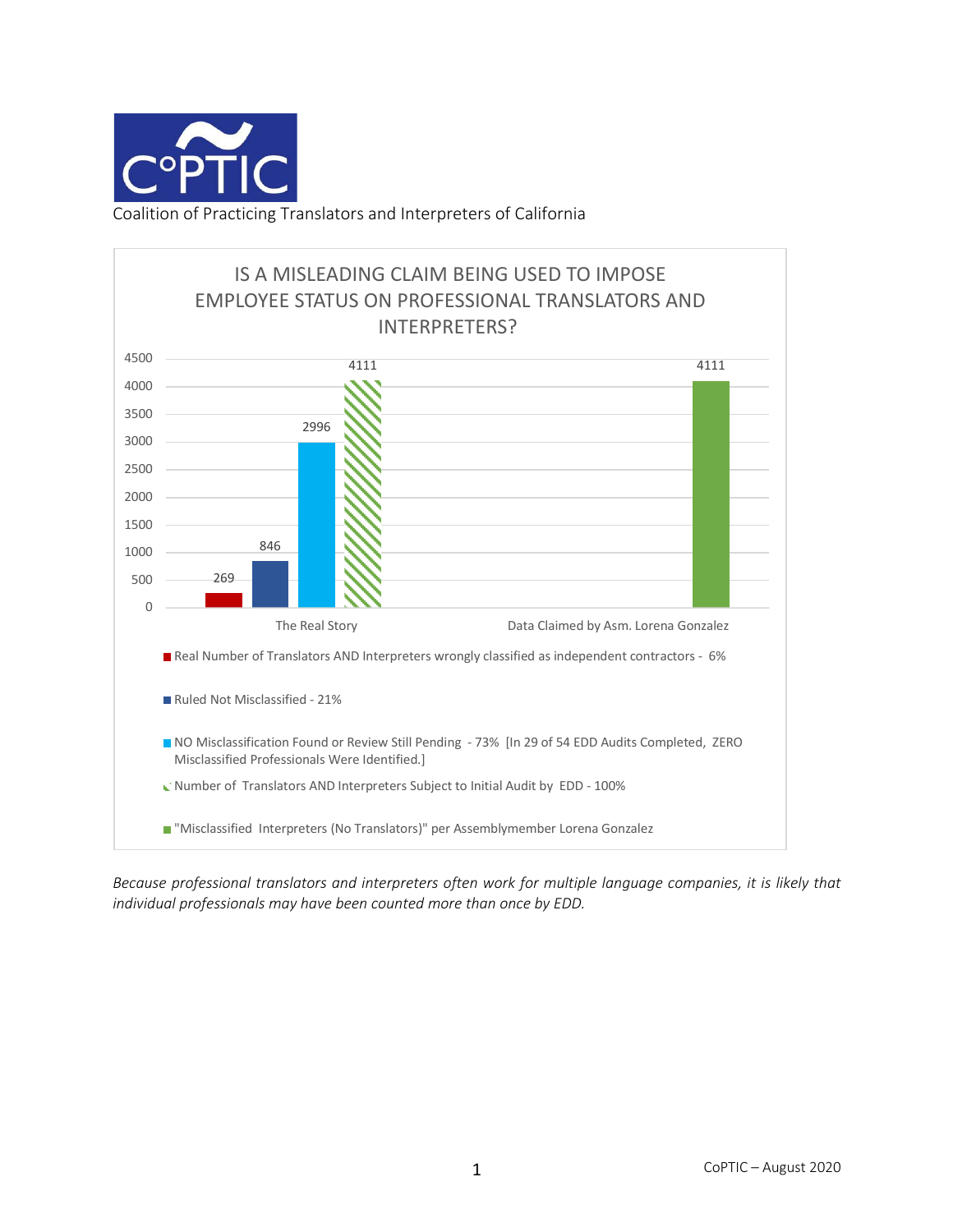C°PTIC

Coalition of Practicing Translators and Interpreters of California

## IS A MISLEADING CLAIM BEING USED TO IMPOSE EMPLOYEE STATUS ON PROFESSIONAL TRANSLATORS AND INTERPRETERS?

| | The Real Story | Data Claimed by Asm. Lorena Gonzalez |
|---|---|---|
| Real Number of Translators AND Interpreters wrongly classified as independent contractors - 6% | 269 | |
| Ruled Not Misclassified - 21% | 846 | |
| NO Misclassification Found or Review Still Pending - 73% [In 29 of 54 EDD Audits Completed, ZERO Misclassified Professionals Were Identified.] | 2996 | |
| Number of Translators AND Interpreters Subject to Initial Audit by EDD - 100% | 4111 | |
| "Misclassified Interpreters (No Translators)" per Assemblymember Lorena Gonzalez | | 4111 |

*Because professional translators and interpreters often work for multiple language companies, it is likely that individual professionals may have been counted more than once by EDD.*

CoPTIC – August 2020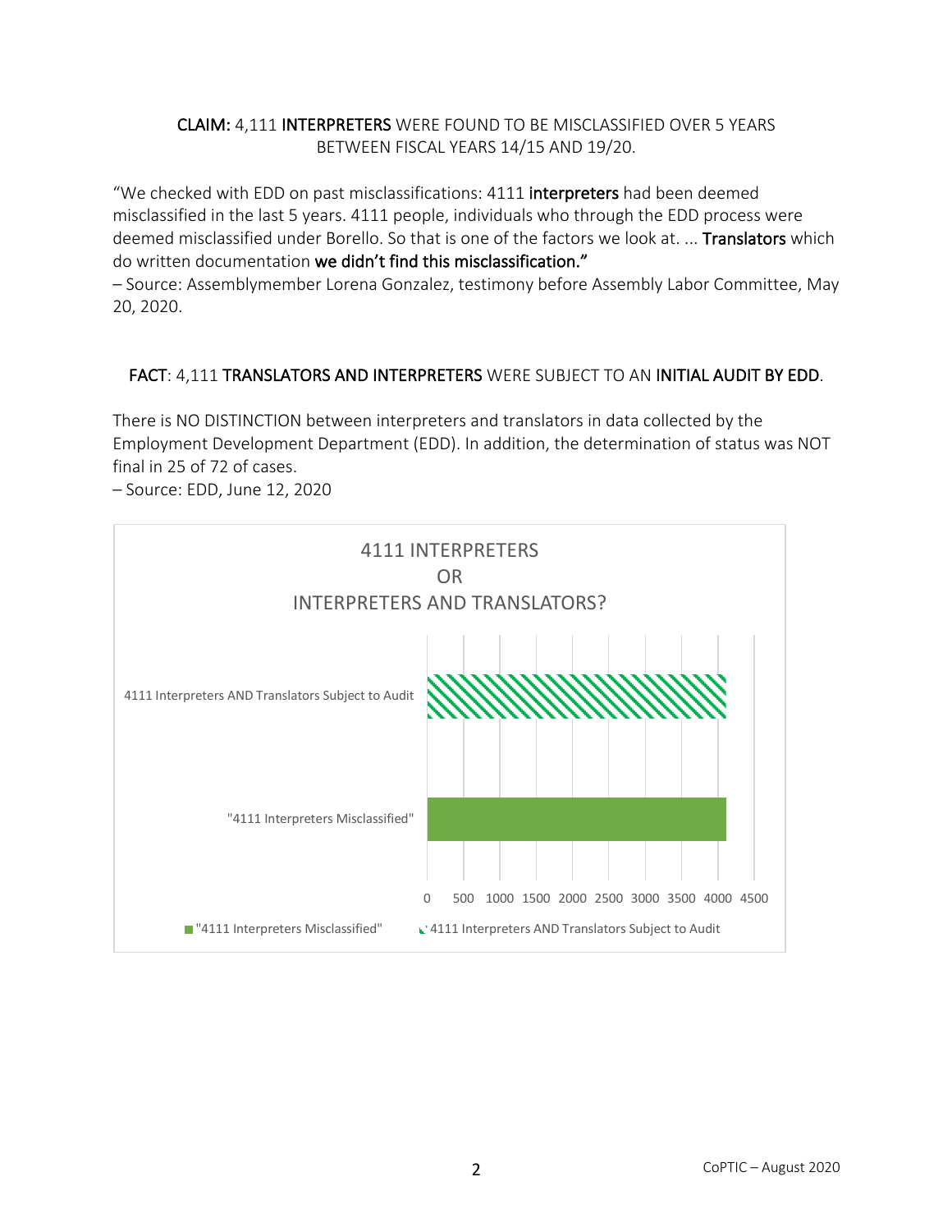**CLAIM:** 4,111 **INTERPRETERS** WERE FOUND TO BE MISCLASSIFIED OVER 5 YEARS BETWEEN FISCAL YEARS 14/15 AND 19/20.

"We checked with EDD on past misclassifications: 4111 **interpreters** had been deemed misclassified in the last 5 years. 4111 people, individuals who through the EDD process were deemed misclassified under Borello. So that is one of the factors we look at. ... **Translators** which do written documentation **we didn't find this misclassification."**
– Source: Assemblymember Lorena Gonzalez, testimony before Assembly Labor Committee, May 20, 2020.

**FACT**: 4,111 **TRANSLATORS AND INTERPRETERS** WERE SUBJECT TO AN **INITIAL AUDIT BY EDD**.

There is NO DISTINCTION between interpreters and translators in data collected by the Employment Development Department (EDD). In addition, the determination of status was NOT final in 25 of 72 of cases.
– Source: EDD, June 12, 2020

4111 INTERPRETERS
OR
INTERPRETERS AND TRANSLATORS?

| Category | Value |
| --- | --- |
| 4111 Interpreters AND Translators Subject to Audit | 4111 |
| "4111 Interpreters Misclassified" | 4111 |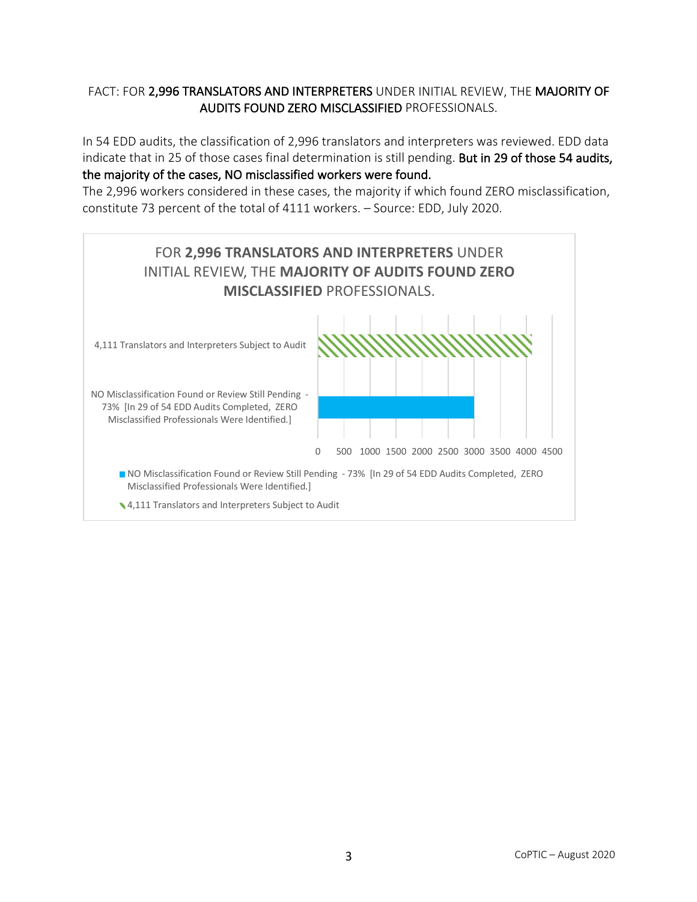FACT: FOR **2,996 TRANSLATORS AND INTERPRETERS** UNDER INITIAL REVIEW, THE **MAJORITY OF AUDITS FOUND ZERO MISCLASSIFIED** PROFESSIONALS.

In 54 EDD audits, the classification of 2,996 translators and interpreters was reviewed. EDD data indicate that in 25 of those cases final determination is still pending. **But in 29 of those 54 audits, the majority of the cases, NO misclassified workers were found.**

The 2,996 workers considered in these cases, the majority if which found ZERO misclassification, constitute 73 percent of the total of 4111 workers. – Source: EDD, July 2020.

FOR **2,996 TRANSLATORS AND INTERPRETERS** UNDER INITIAL REVIEW, THE **MAJORITY OF AUDITS FOUND ZERO MISCLASSIFIED** PROFESSIONALS.

| Category | Value (approx.) |
|---|---|
| 4,111 Translators and Interpreters Subject to Audit | 4111 |
| NO Misclassification Found or Review Still Pending - 73% [In 29 of 54 EDD Audits Completed, ZERO Misclassified Professionals Were Identified.] | 2996 |

Axis: 0, 500, 1000, 1500, 2000, 2500, 3000, 3500, 4000, 4500

Legend:
- NO Misclassification Found or Review Still Pending - 73% [In 29 of 54 EDD Audits Completed, ZERO Misclassified Professionals Were Identified.]
- 4,111 Translators and Interpreters Subject to Audit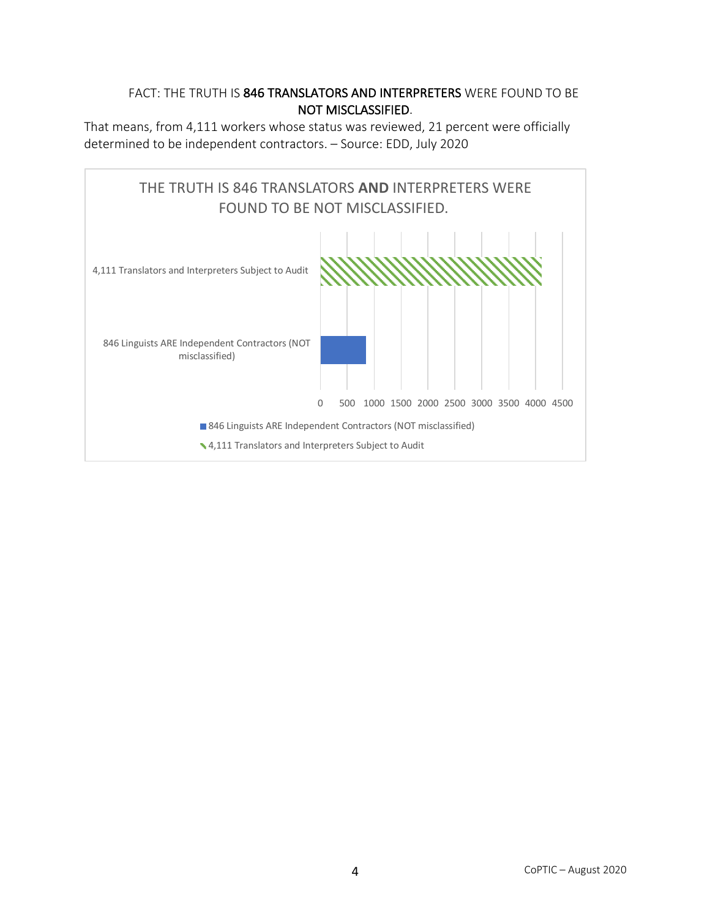FACT: THE TRUTH IS **846 TRANSLATORS AND INTERPRETERS** WERE FOUND TO BE **NOT MISCLASSIFIED**.

That means, from 4,111 workers whose status was reviewed, 21 percent were officially determined to be independent contractors. – Source: EDD, July 2020

THE TRUTH IS 846 TRANSLATORS **AND** INTERPRETERS WERE FOUND TO BE NOT MISCLASSIFIED.

| Category | Value |
|---|---|
| 4,111 Translators and Interpreters Subject to Audit | 4111 |
| 846 Linguists ARE Independent Contractors (NOT misclassified) | 846 |

Axis: 0 500 1000 1500 2000 2500 3000 3500 4000 4500

Legend:
- 846 Linguists ARE Independent Contractors (NOT misclassified)
- 4,111 Translators and Interpreters Subject to Audit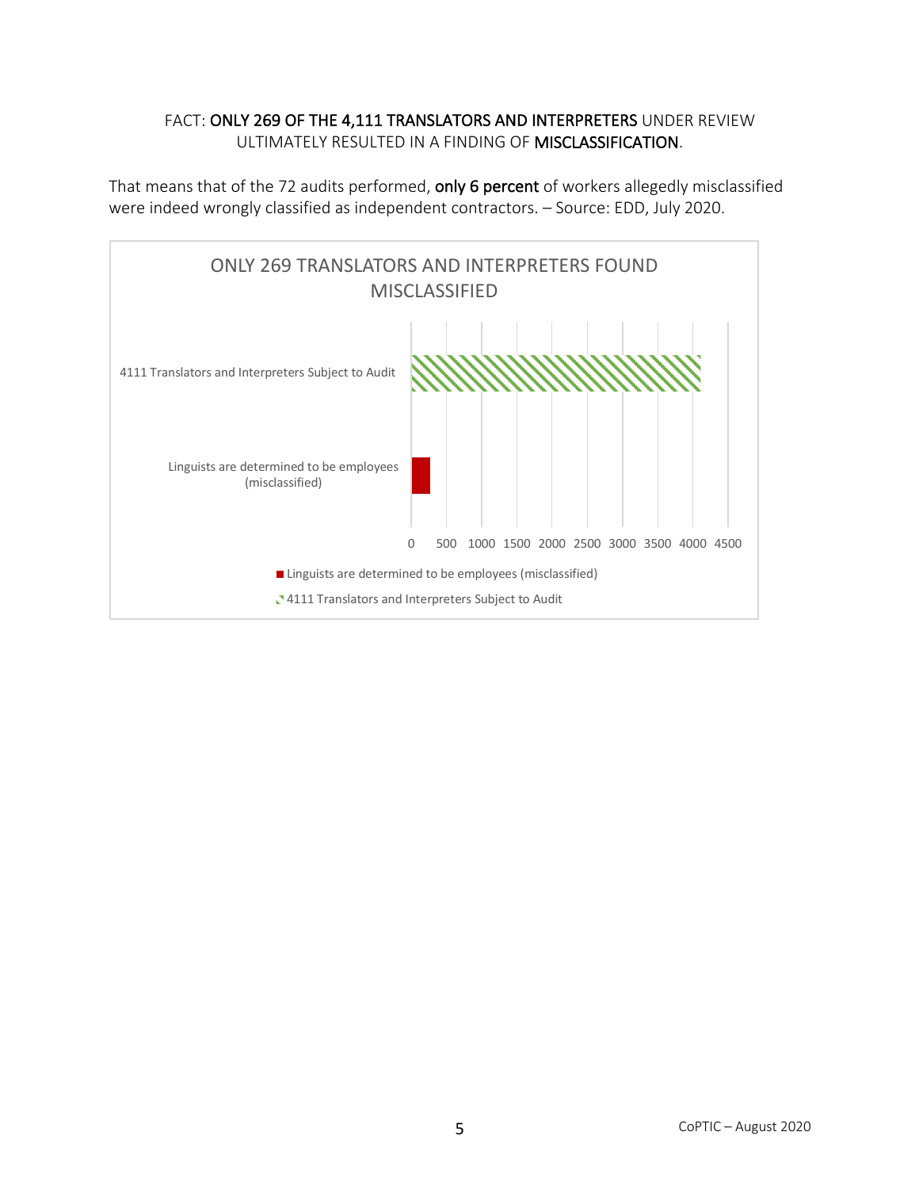FACT: **ONLY 269 OF THE 4,111 TRANSLATORS AND INTERPRETERS** UNDER REVIEW ULTIMATELY RESULTED IN A FINDING OF **MISCLASSIFICATION**.

That means that of the 72 audits performed, **only 6 percent** of workers allegedly misclassified were indeed wrongly classified as independent contractors. – Source: EDD, July 2020.

ONLY 269 TRANSLATORS AND INTERPRETERS FOUND MISCLASSIFIED

| Category | Value |
|---|---|
| 4111 Translators and Interpreters Subject to Audit | 4111 |
| Linguists are determined to be employees (misclassified) | 269 |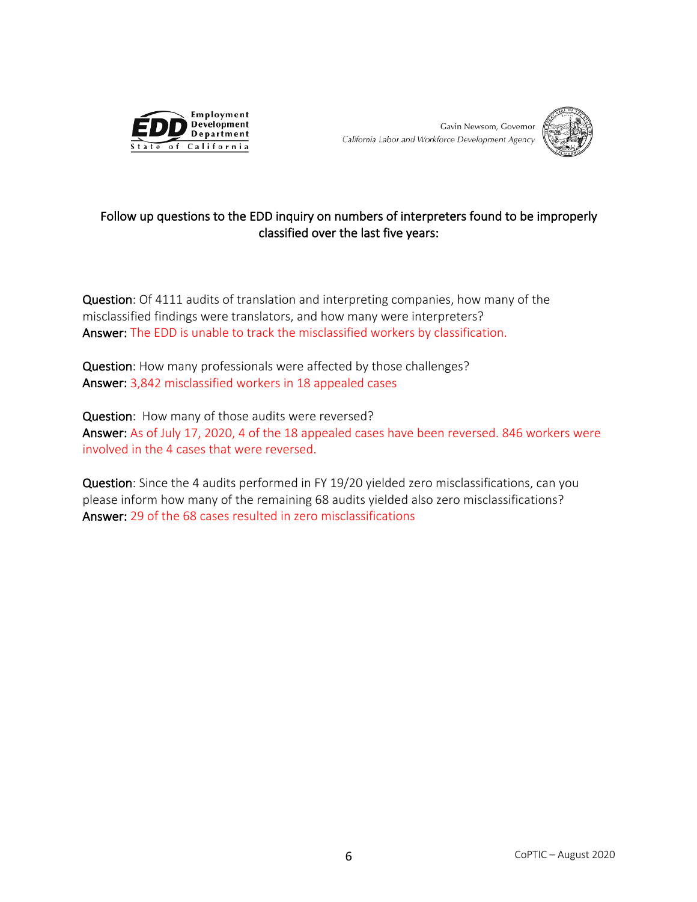Employment Development Department
State of California

Gavin Newsom, Governor
California Labor and Workforce Development Agency

## Follow up questions to the EDD inquiry on numbers of interpreters found to be improperly classified over the last five years:

**Question**: Of 4111 audits of translation and interpreting companies, how many of the misclassified findings were translators, and how many were interpreters?
**Answer:** The EDD is unable to track the misclassified workers by classification.

**Question**: How many professionals were affected by those challenges?
**Answer:** 3,842 misclassified workers in 18 appealed cases

**Question**: How many of those audits were reversed?
**Answer:** As of July 17, 2020, 4 of the 18 appealed cases have been reversed. 846 workers were involved in the 4 cases that were reversed.

**Question**: Since the 4 audits performed in FY 19/20 yielded zero misclassifications, can you please inform how many of the remaining 68 audits yielded also zero misclassifications?
**Answer:** 29 of the 68 cases resulted in zero misclassifications

CoPTIC – August 2020